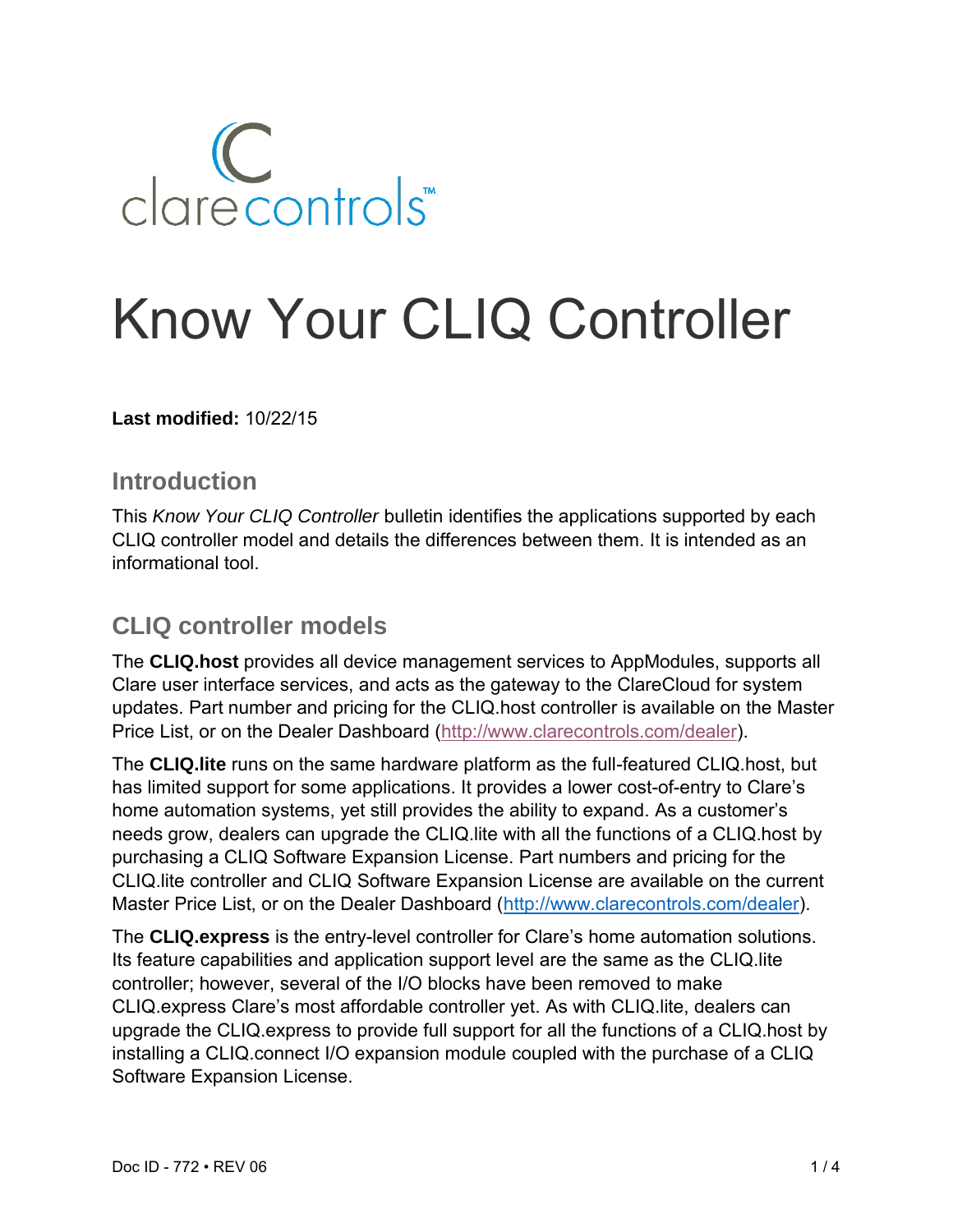clarecontrols™

# Know Your CLIQ Controller

**Last modified:** 10/22/15

## Introduction

This *Know Your CLIQ Controller* bulletin identifies the applications supported by each CLIQ controller model and details the differences between them. It is intended as an informational tool.

## CLIQ controller models

The **CLIQ.host** provides all device management services to AppModules, supports all Clare user interface services, and acts as the gateway to the ClareCloud for system updates. Part number and pricing for the CLIQ.host controller is available on the Master Price List, or on the Dealer Dashboard (http://www.clarecontrols.com/dealer).

The **CLIQ.lite** runs on the same hardware platform as the full-featured CLIQ.host, but has limited support for some applications. It provides a lower cost-of-entry to Clare's home automation systems, yet still provides the ability to expand. As a customer's needs grow, dealers can upgrade the CLIQ.lite with all the functions of a CLIQ.host by purchasing a CLIQ Software Expansion License. Part numbers and pricing for the CLIQ.lite controller and CLIQ Software Expansion License are available on the current Master Price List, or on the Dealer Dashboard (http://www.clarecontrols.com/dealer).

The **CLIQ.express** is the entry-level controller for Clare's home automation solutions. Its feature capabilities and application support level are the same as the CLIQ.lite controller; however, several of the I/O blocks have been removed to make CLIQ.express Clare's most affordable controller yet. As with CLIQ.lite, dealers can upgrade the CLIQ.express to provide full support for all the functions of a CLIQ.host by installing a CLIQ.connect I/O expansion module coupled with the purchase of a CLIQ Software Expansion License.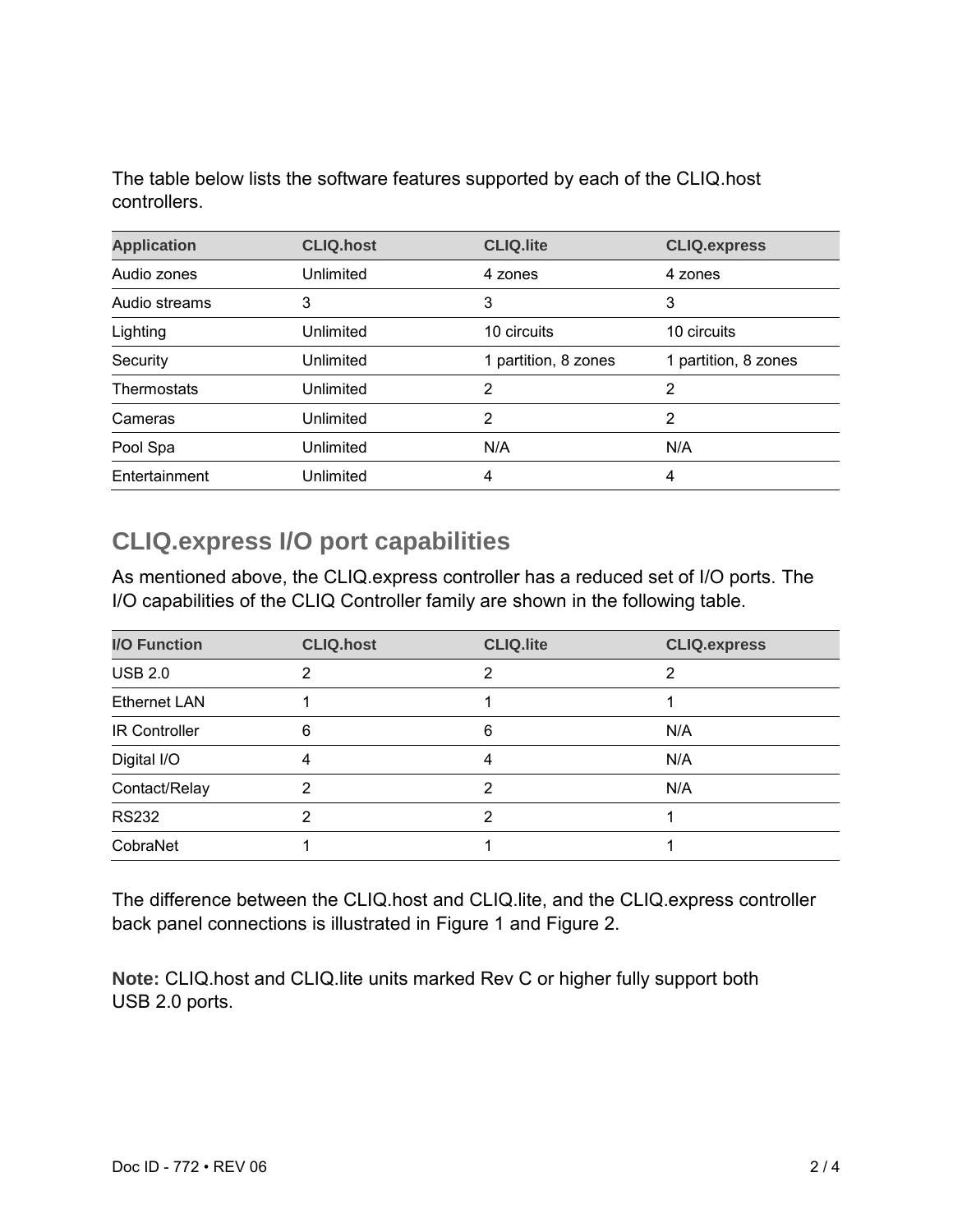The table below lists the software features supported by each of the CLIQ.host controllers.

| Application | CLIQ.host | CLIQ.lite | CLIQ.express |
| --- | --- | --- | --- |
| Audio zones | Unlimited | 4 zones | 4 zones |
| Audio streams | 3 | 3 | 3 |
| Lighting | Unlimited | 10 circuits | 10 circuits |
| Security | Unlimited | 1 partition, 8 zones | 1 partition, 8 zones |
| Thermostats | Unlimited | 2 | 2 |
| Cameras | Unlimited | 2 | 2 |
| Pool Spa | Unlimited | N/A | N/A |
| Entertainment | Unlimited | 4 | 4 |

## CLIQ.express I/O port capabilities

As mentioned above, the CLIQ.express controller has a reduced set of I/O ports. The I/O capabilities of the CLIQ Controller family are shown in the following table.

| I/O Function | CLIQ.host | CLIQ.lite | CLIQ.express |
| --- | --- | --- | --- |
| USB 2.0 | 2 | 2 | 2 |
| Ethernet LAN | 1 | 1 | 1 |
| IR Controller | 6 | 6 | N/A |
| Digital I/O | 4 | 4 | N/A |
| Contact/Relay | 2 | 2 | N/A |
| RS232 | 2 | 2 | 1 |
| CobraNet | 1 | 1 | 1 |

The difference between the CLIQ.host and CLIQ.lite, and the CLIQ.express controller back panel connections is illustrated in Figure 1 and Figure 2.

**Note:** CLIQ.host and CLIQ.lite units marked Rev C or higher fully support both USB 2.0 ports.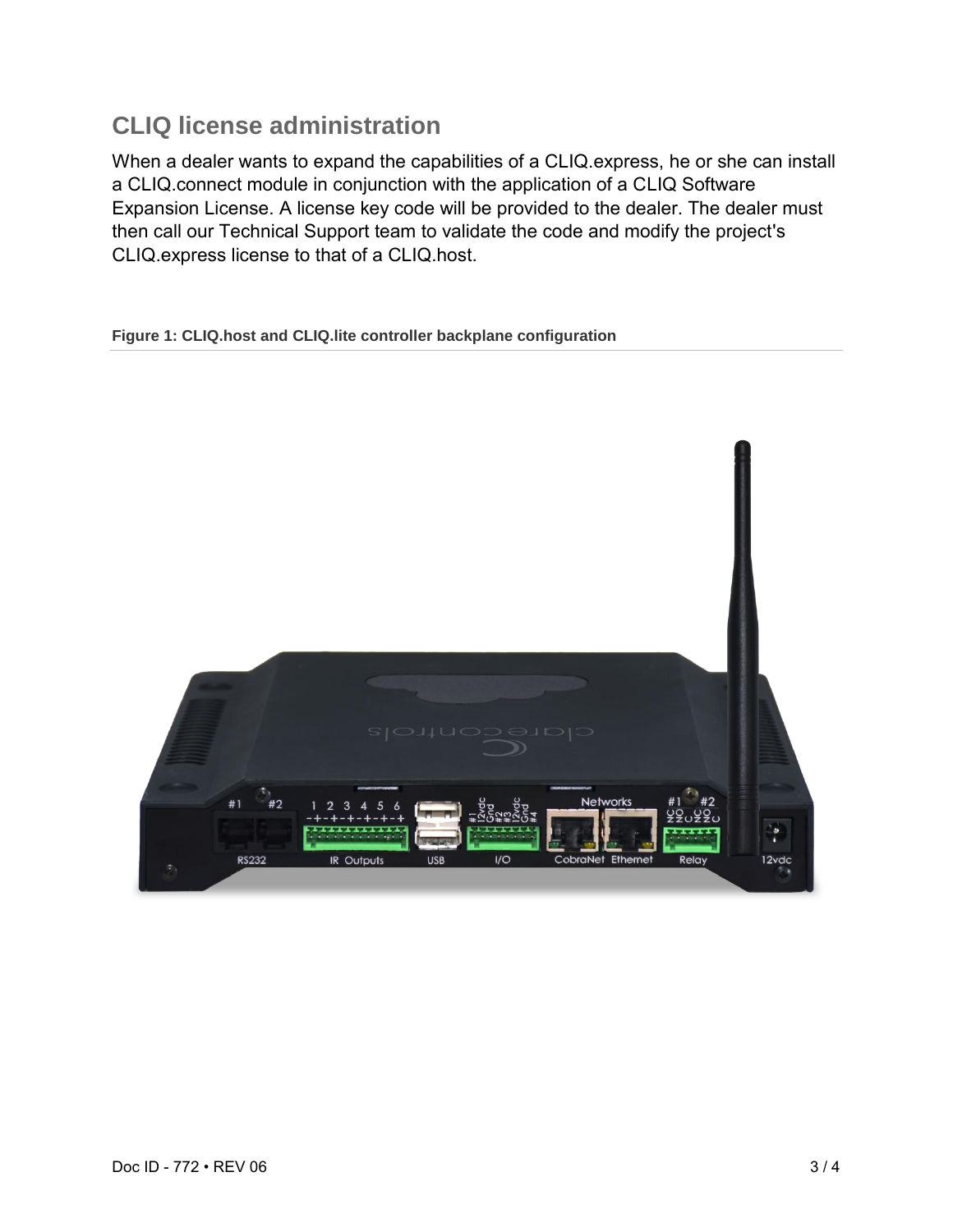## CLIQ license administration

When a dealer wants to expand the capabilities of a CLIQ.express, he or she can install a CLIQ.connect module in conjunction with the application of a CLIQ Software Expansion License. A license key code will be provided to the dealer. The dealer must then call our Technical Support team to validate the code and modify the project's CLIQ.express license to that of a CLIQ.host.

**Figure 1: CLIQ.host and CLIQ.lite controller backplane configuration**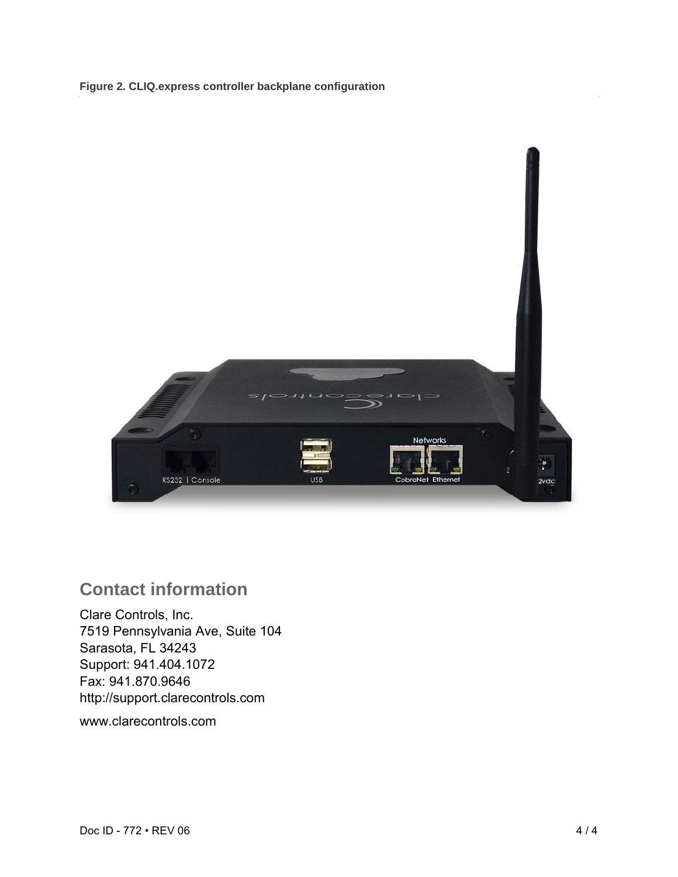**Figure 2. CLIQ.express controller backplane configuration**

## Contact information

Clare Controls, Inc.
7519 Pennsylvania Ave, Suite 104
Sarasota, FL 34243
Support: 941.404.1072
Fax: 941.870.9646
http://support.clarecontrols.com

www.clarecontrols.com

Doc ID - 772 • REV 06